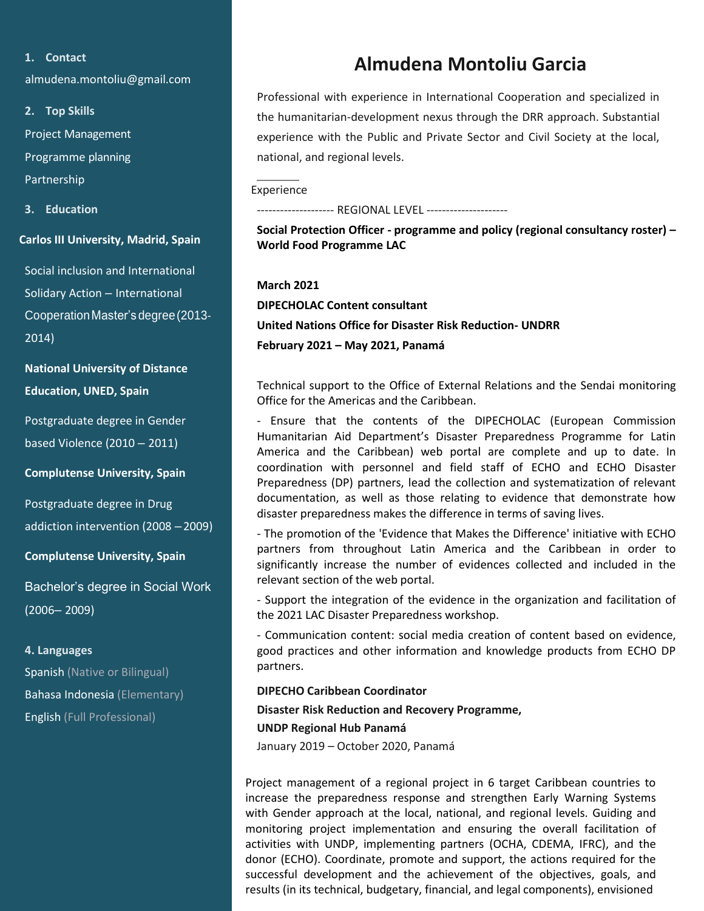# Almudena Montoliu Garcia

Professional with experience in International Cooperation and specialized in the humanitarian-development nexus through the DRR approach. Substantial experience with the Public and Private Sector and Civil Society at the local, national, and regional levels.

## 1. Contact

almudena.montoliu@gmail.com

## 2. Top Skills

Project Management

Programme planning

Partnership

## 3. Education

**Carlos III University, Madrid, Spain**

Social inclusion and International Solidary Action – International Cooperation Master's degree (2013-2014)

**National University of Distance Education, UNED, Spain**

Postgraduate degree in Gender based Violence (2010 – 2011)

**Complutense University, Spain**

Postgraduate degree in Drug addiction intervention (2008 – 2009)

**Complutense University, Spain**

Bachelor's degree in Social Work (2006– 2009)

## 4. Languages

Spanish (Native or Bilingual)

Bahasa Indonesia (Elementary)

English (Full Professional)

## Experience

-------------------- REGIONAL LEVEL ---------------------

**Social Protection Officer - programme and policy (regional consultancy roster) – World Food Programme LAC**

**March 2021**

**DIPECHOLAC Content consultant**

**United Nations Office for Disaster Risk Reduction- UNDRR**

**February 2021 – May 2021, Panamá**

Technical support to the Office of External Relations and the Sendai monitoring Office for the Americas and the Caribbean.

- Ensure that the contents of the DIPECHOLAC (European Commission Humanitarian Aid Department's Disaster Preparedness Programme for Latin America and the Caribbean) web portal are complete and up to date. In coordination with personnel and field staff of ECHO and ECHO Disaster Preparedness (DP) partners, lead the collection and systematization of relevant documentation, as well as those relating to evidence that demonstrate how disaster preparedness makes the difference in terms of saving lives.
- The promotion of the 'Evidence that Makes the Difference' initiative with ECHO partners from throughout Latin America and the Caribbean in order to significantly increase the number of evidences collected and included in the relevant section of the web portal.
- Support the integration of the evidence in the organization and facilitation of the 2021 LAC Disaster Preparedness workshop.
- Communication content: social media creation of content based on evidence, good practices and other information and knowledge products from ECHO DP partners.

**DIPECHO Caribbean Coordinator**

**Disaster Risk Reduction and Recovery Programme,**

**UNDP Regional Hub Panamá**

January 2019 – October 2020, Panamá

Project management of a regional project in 6 target Caribbean countries to increase the preparedness response and strengthen Early Warning Systems with Gender approach at the local, national, and regional levels. Guiding and monitoring project implementation and ensuring the overall facilitation of activities with UNDP, implementing partners (OCHA, CDEMA, IFRC), and the donor (ECHO). Coordinate, promote and support, the actions required for the successful development and the achievement of the objectives, goals, and results (in its technical, budgetary, financial, and legal components), envisioned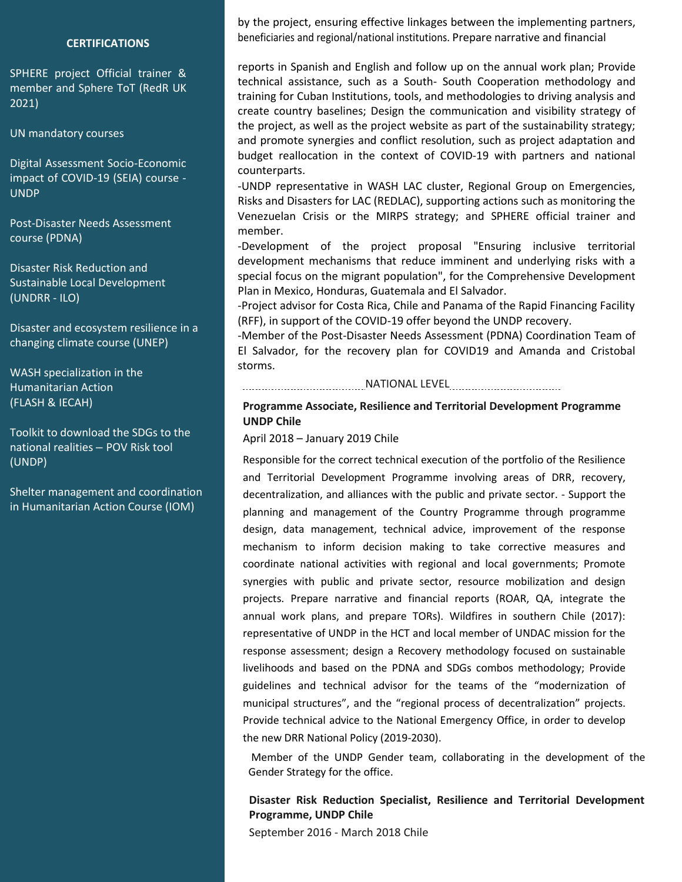## CERTIFICATIONS

SPHERE project Official trainer & member and Sphere ToT (RedR UK 2021)

UN mandatory courses

Digital Assessment Socio-Economic impact of COVID-19 (SEIA) course - UNDP

Post-Disaster Needs Assessment course (PDNA)

Disaster Risk Reduction and Sustainable Local Development (UNDRR - ILO)

Disaster and ecosystem resilience in a changing climate course (UNEP)

WASH specialization in the Humanitarian Action (FLASH & IECAH)

Toolkit to download the SDGs to the national realities – POV Risk tool (UNDP)

Shelter management and coordination in Humanitarian Action Course (IOM)

by the project, ensuring effective linkages between the implementing partners, beneficiaries and regional/national institutions. Prepare narrative and financial

reports in Spanish and English and follow up on the annual work plan; Provide technical assistance, such as a South- South Cooperation methodology and training for Cuban Institutions, tools, and methodologies to driving analysis and create country baselines; Design the communication and visibility strategy of the project, as well as the project website as part of the sustainability strategy; and promote synergies and conflict resolution, such as project adaptation and budget reallocation in the context of COVID-19 with partners and national counterparts.

-UNDP representative in WASH LAC cluster, Regional Group on Emergencies, Risks and Disasters for LAC (REDLAC), supporting actions such as monitoring the Venezuelan Crisis or the MIRPS strategy; and SPHERE official trainer and member.

-Development of the project proposal "Ensuring inclusive territorial development mechanisms that reduce imminent and underlying risks with a special focus on the migrant population", for the Comprehensive Development Plan in Mexico, Honduras, Guatemala and El Salvador.

-Project advisor for Costa Rica, Chile and Panama of the Rapid Financing Facility (RFF), in support of the COVID-19 offer beyond the UNDP recovery.

-Member of the Post-Disaster Needs Assessment (PDNA) Coordination Team of El Salvador, for the recovery plan for COVID19 and Amanda and Cristobal storms.

NATIONAL LEVEL

**Programme Associate, Resilience and Territorial Development Programme UNDP Chile**

April 2018 – January 2019 Chile

Responsible for the correct technical execution of the portfolio of the Resilience and Territorial Development Programme involving areas of DRR, recovery, decentralization, and alliances with the public and private sector. - Support the planning and management of the Country Programme through programme design, data management, technical advice, improvement of the response mechanism to inform decision making to take corrective measures and coordinate national activities with regional and local governments; Promote synergies with public and private sector, resource mobilization and design projects. Prepare narrative and financial reports (ROAR, QA, integrate the annual work plans, and prepare TORs). Wildfires in southern Chile (2017): representative of UNDP in the HCT and local member of UNDAC mission for the response assessment; design a Recovery methodology focused on sustainable livelihoods and based on the PDNA and SDGs combos methodology; Provide guidelines and technical advisor for the teams of the "modernization of municipal structures", and the "regional process of decentralization" projects. Provide technical advice to the National Emergency Office, in order to develop the new DRR National Policy (2019-2030).

Member of the UNDP Gender team, collaborating in the development of the Gender Strategy for the office.

**Disaster Risk Reduction Specialist, Resilience and Territorial Development Programme, UNDP Chile**

September 2016 - March 2018 Chile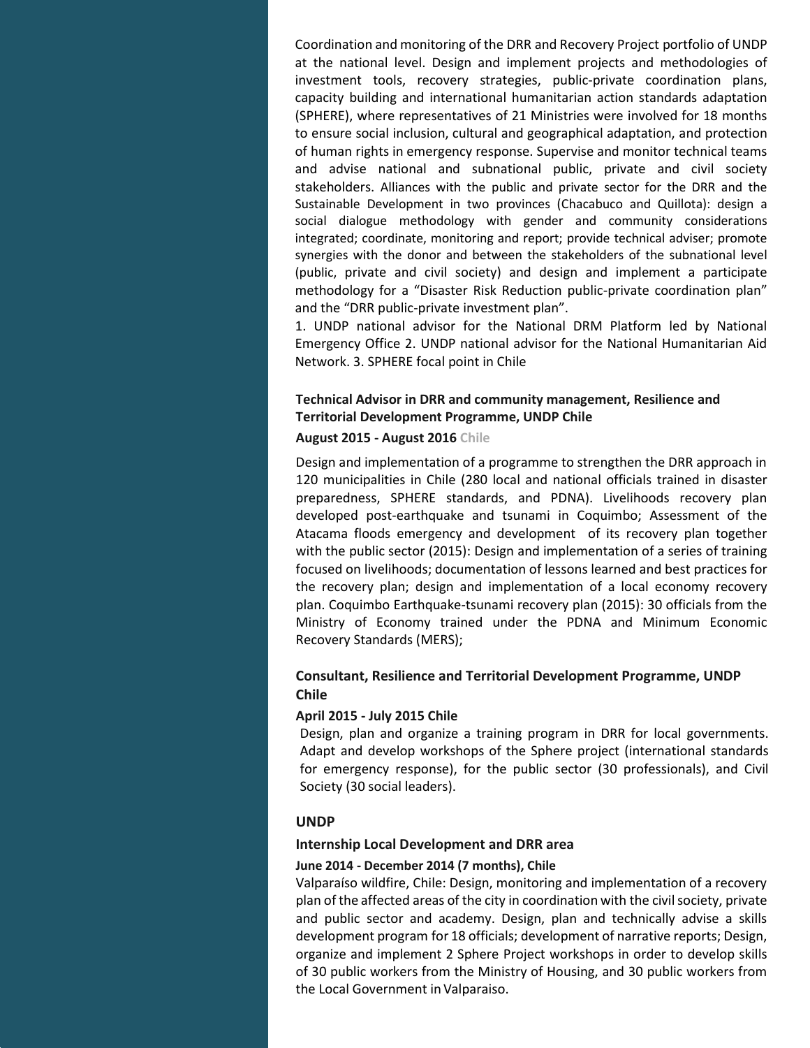Coordination and monitoring of the DRR and Recovery Project portfolio of UNDP at the national level. Design and implement projects and methodologies of investment tools, recovery strategies, public-private coordination plans, capacity building and international humanitarian action standards adaptation (SPHERE), where representatives of 21 Ministries were involved for 18 months to ensure social inclusion, cultural and geographical adaptation, and protection of human rights in emergency response. Supervise and monitor technical teams and advise national and subnational public, private and civil society stakeholders. Alliances with the public and private sector for the DRR and the Sustainable Development in two provinces (Chacabuco and Quillota): design a social dialogue methodology with gender and community considerations integrated; coordinate, monitoring and report; provide technical adviser; promote synergies with the donor and between the stakeholders of the subnational level (public, private and civil society) and design and implement a participate methodology for a "Disaster Risk Reduction public-private coordination plan" and the "DRR public-private investment plan".

1. UNDP national advisor for the National DRM Platform led by National Emergency Office 2. UNDP national advisor for the National Humanitarian Aid Network. 3. SPHERE focal point in Chile

### Technical Advisor in DRR and community management, Resilience and Territorial Development Programme, UNDP Chile

**August 2015 - August 2016** Chile

Design and implementation of a programme to strengthen the DRR approach in 120 municipalities in Chile (280 local and national officials trained in disaster preparedness, SPHERE standards, and PDNA). Livelihoods recovery plan developed post-earthquake and tsunami in Coquimbo; Assessment of the Atacama floods emergency and development of its recovery plan together with the public sector (2015): Design and implementation of a series of training focused on livelihoods; documentation of lessons learned and best practices for the recovery plan; design and implementation of a local economy recovery plan. Coquimbo Earthquake-tsunami recovery plan (2015): 30 officials from the Ministry of Economy trained under the PDNA and Minimum Economic Recovery Standards (MERS);

### Consultant, Resilience and Territorial Development Programme, UNDP Chile

**April 2015 - July 2015 Chile**

Design, plan and organize a training program in DRR for local governments. Adapt and develop workshops of the Sphere project (international standards for emergency response), for the public sector (30 professionals), and Civil Society (30 social leaders).

### UNDP

### Internship Local Development and DRR area

**June 2014 - December 2014 (7 months), Chile**

Valparaíso wildfire, Chile: Design, monitoring and implementation of a recovery plan of the affected areas of the city in coordination with the civil society, private and public sector and academy. Design, plan and technically advise a skills development program for 18 officials; development of narrative reports; Design, organize and implement 2 Sphere Project workshops in order to develop skills of 30 public workers from the Ministry of Housing, and 30 public workers from the Local Government in Valparaiso.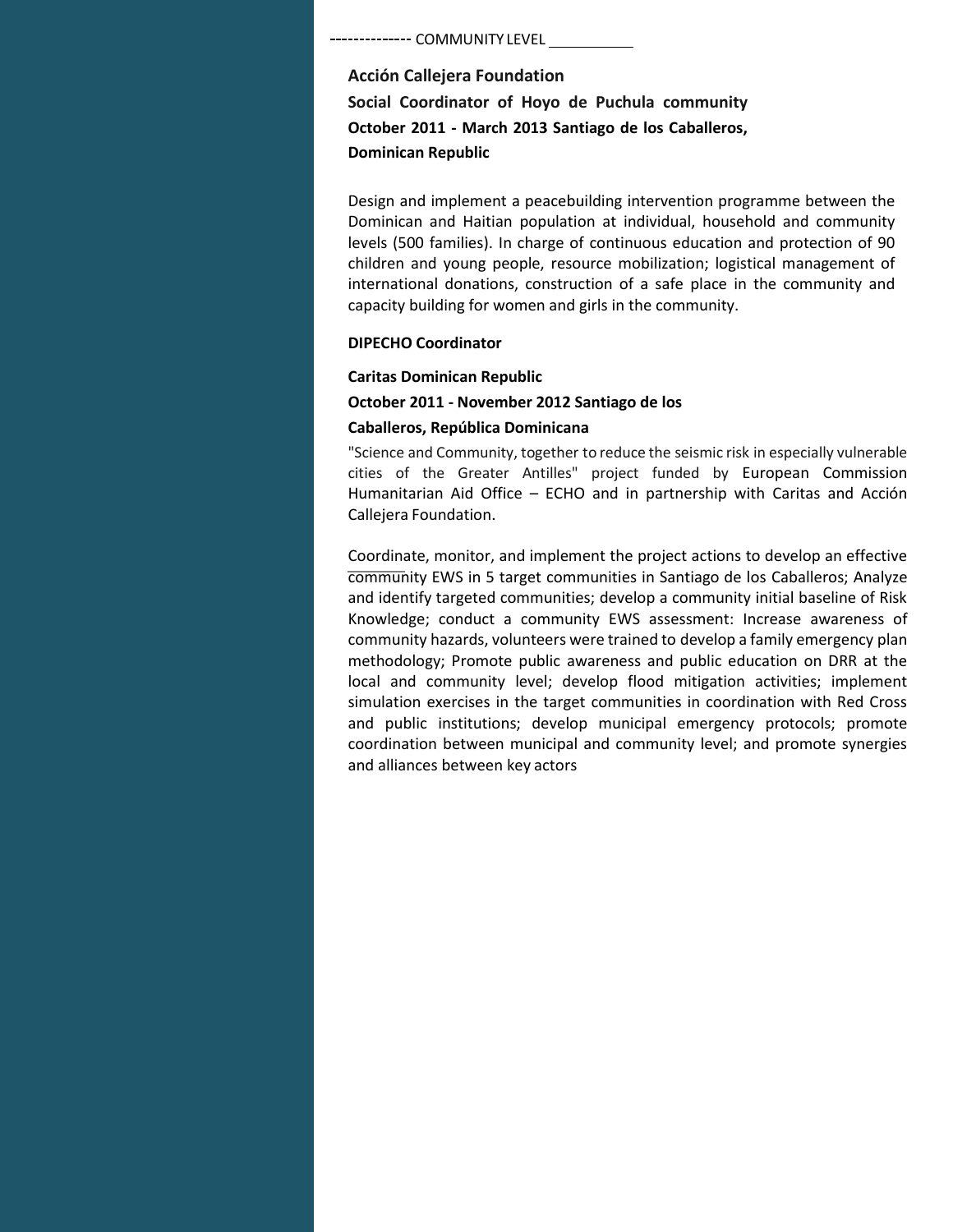-------------- COMMUNITY LEVEL

**Acción Callejera Foundation**
**Social Coordinator of Hoyo de Puchula community**
**October 2011 - March 2013 Santiago de los Caballeros, Dominican Republic**

Design and implement a peacebuilding intervention programme between the Dominican and Haitian population at individual, household and community levels (500 families). In charge of continuous education and protection of 90 children and young people, resource mobilization; logistical management of international donations, construction of a safe place in the community and capacity building for women and girls in the community.

**DIPECHO Coordinator**

**Caritas Dominican Republic**

**October 2011 - November 2012 Santiago de los Caballeros, República Dominicana**

"Science and Community, together to reduce the seismic risk in especially vulnerable cities of the Greater Antilles" project funded by European Commission Humanitarian Aid Office – ECHO and in partnership with Caritas and Acción Callejera Foundation.

Coordinate, monitor, and implement the project actions to develop an effective community EWS in 5 target communities in Santiago de los Caballeros; Analyze and identify targeted communities; develop a community initial baseline of Risk Knowledge; conduct a community EWS assessment: Increase awareness of community hazards, volunteers were trained to develop a family emergency plan methodology; Promote public awareness and public education on DRR at the local and community level; develop flood mitigation activities; implement simulation exercises in the target communities in coordination with Red Cross and public institutions; develop municipal emergency protocols; promote coordination between municipal and community level; and promote synergies and alliances between key actors